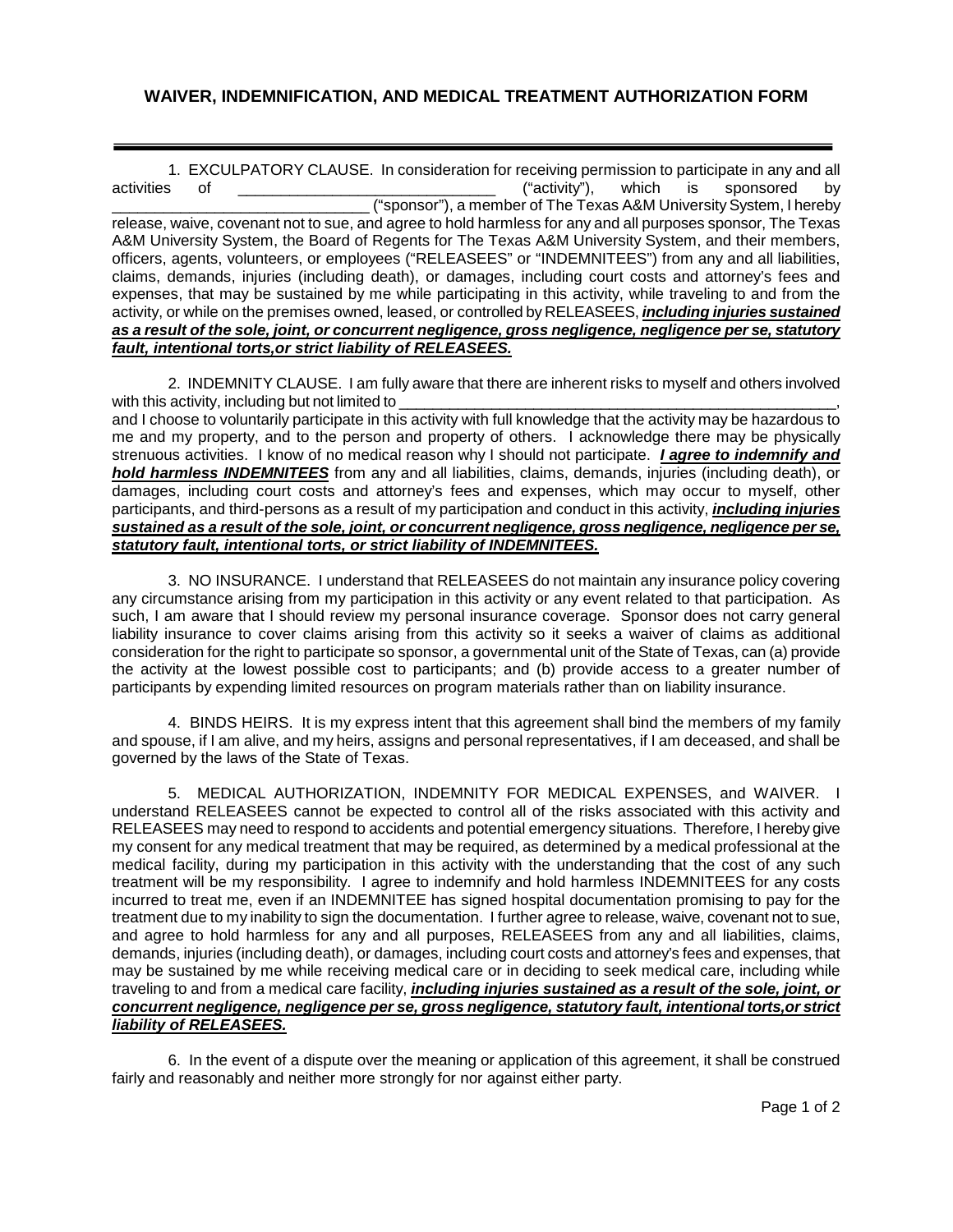## WAIVER, INDEMNIFICATION, AND MEDICAL TREATMENT AUTHORIZATION FORM

---

1. EXCULPATORY CLAUSE. In consideration for receiving permission to participate in any and all activities of ______________________________ ("activity"), which is sponsored by ______________________________ ("sponsor"), a member of The Texas A&M University System, I hereby release, waive, covenant not to sue, and agree to hold harmless for any and all purposes sponsor, The Texas A&M University System, the Board of Regents for The Texas A&M University System, and their members, officers, agents, volunteers, or employees ("RELEASEES" or "INDEMNITEES") from any and all liabilities, claims, demands, injuries (including death), or damages, including court costs and attorney's fees and expenses, that may be sustained by me while participating in this activity, while traveling to and from the activity, or while on the premises owned, leased, or controlled by RELEASEES, ***<u>including injuries sustained as a result of the sole, joint, or concurrent negligence, gross negligence, negligence per se, statutory fault, intentional torts,or strict liability of RELEASEES.</u>***

2. INDEMNITY CLAUSE. I am fully aware that there are inherent risks to myself and others involved with this activity, including but not limited to ______________________________________________________, and I choose to voluntarily participate in this activity with full knowledge that the activity may be hazardous to me and my property, and to the person and property of others. I acknowledge there may be physically strenuous activities. I know of no medical reason why I should not participate. ***<u>I agree to indemnify and hold harmless INDEMNITEES</u>*** from any and all liabilities, claims, demands, injuries (including death), or damages, including court costs and attorney's fees and expenses, which may occur to myself, other participants, and third-persons as a result of my participation and conduct in this activity, ***<u>including injuries sustained as a result of the sole, joint, or concurrent negligence, gross negligence, negligence per se, statutory fault, intentional torts, or strict liability of INDEMNITEES.</u>***

3. NO INSURANCE. I understand that RELEASEES do not maintain any insurance policy covering any circumstance arising from my participation in this activity or any event related to that participation. As such, I am aware that I should review my personal insurance coverage. Sponsor does not carry general liability insurance to cover claims arising from this activity so it seeks a waiver of claims as additional consideration for the right to participate so sponsor, a governmental unit of the State of Texas, can (a) provide the activity at the lowest possible cost to participants; and (b) provide access to a greater number of participants by expending limited resources on program materials rather than on liability insurance.

4. BINDS HEIRS. It is my express intent that this agreement shall bind the members of my family and spouse, if I am alive, and my heirs, assigns and personal representatives, if I am deceased, and shall be governed by the laws of the State of Texas.

5. MEDICAL AUTHORIZATION, INDEMNITY FOR MEDICAL EXPENSES, and WAIVER. I understand RELEASEES cannot be expected to control all of the risks associated with this activity and RELEASEES may need to respond to accidents and potential emergency situations. Therefore, I hereby give my consent for any medical treatment that may be required, as determined by a medical professional at the medical facility, during my participation in this activity with the understanding that the cost of any such treatment will be my responsibility. I agree to indemnify and hold harmless INDEMNITEES for any costs incurred to treat me, even if an INDEMNITEE has signed hospital documentation promising to pay for the treatment due to my inability to sign the documentation. I further agree to release, waive, covenant not to sue, and agree to hold harmless for any and all purposes, RELEASEES from any and all liabilities, claims, demands, injuries (including death), or damages, including court costs and attorney's fees and expenses, that may be sustained by me while receiving medical care or in deciding to seek medical care, including while traveling to and from a medical care facility, ***<u>including injuries sustained as a result of the sole, joint, or concurrent negligence, negligence per se, gross negligence, statutory fault, intentional torts,or strict liability of RELEASEES.</u>***

6. In the event of a dispute over the meaning or application of this agreement, it shall be construed fairly and reasonably and neither more strongly for nor against either party.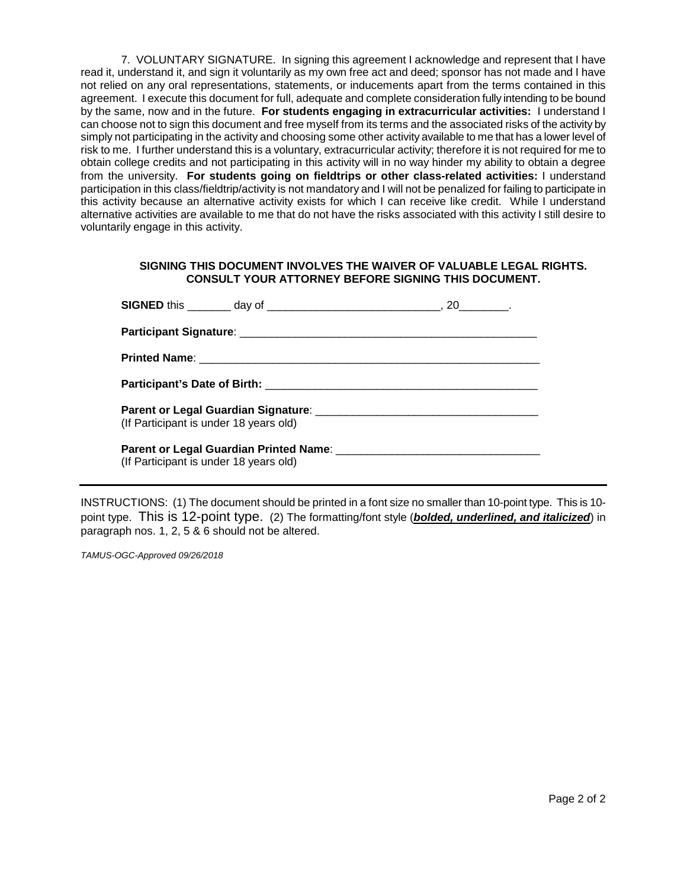7. VOLUNTARY SIGNATURE. In signing this agreement I acknowledge and represent that I have read it, understand it, and sign it voluntarily as my own free act and deed; sponsor has not made and I have not relied on any oral representations, statements, or inducements apart from the terms contained in this agreement. I execute this document for full, adequate and complete consideration fully intending to be bound by the same, now and in the future. **For students engaging in extracurricular activities:** I understand I can choose not to sign this document and free myself from its terms and the associated risks of the activity by simply not participating in the activity and choosing some other activity available to me that has a lower level of risk to me. I further understand this is a voluntary, extracurricular activity; therefore it is not required for me to obtain college credits and not participating in this activity will in no way hinder my ability to obtain a degree from the university. **For students going on fieldtrips or other class-related activities:** I understand participation in this class/fieldtrip/activity is not mandatory and I will not be penalized for failing to participate in this activity because an alternative activity exists for which I can receive like credit. While I understand alternative activities are available to me that do not have the risks associated with this activity I still desire to voluntarily engage in this activity.

**SIGNING THIS DOCUMENT INVOLVES THE WAIVER OF VALUABLE LEGAL RIGHTS. CONSULT YOUR ATTORNEY BEFORE SIGNING THIS DOCUMENT.**

**SIGNED** this _______ day of ____________________________, 20________.

**Participant Signature**: ________________________________________________

**Printed Name**: ________________________________________________________

**Participant's Date of Birth:** ____________________________________________

**Parent or Legal Guardian Signature**: ___________________________________
(If Participant is under 18 years old)

**Parent or Legal Guardian Printed Name**: ________________________________
(If Participant is under 18 years old)

---

INSTRUCTIONS: (1) The document should be printed in a font size no smaller than 10-point type. This is 10-point type. This is 12-point type. (2) The formatting/font style (***<u>bolded, underlined, and italicized</u>***) in paragraph nos. 1, 2, 5 & 6 should not be altered.

*TAMUS-OGC-Approved 09/26/2018*